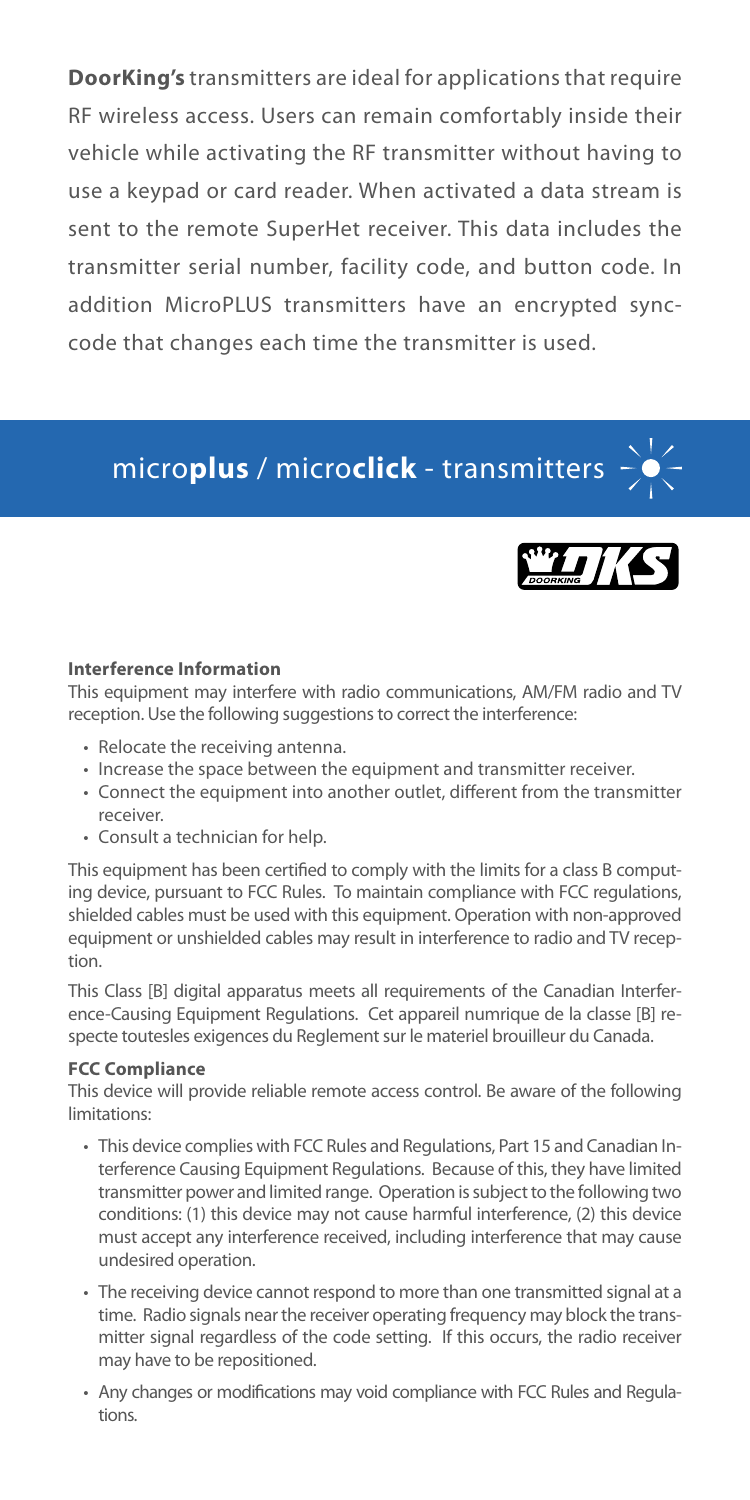**DoorKing's** transmitters are ideal for applications that require RF wireless access. Users can remain comfortably inside their vehicle while activating the RF transmitter without having to use a keypad or card reader. When activated a data stream is sent to the remote SuperHet receiver. This data includes the transmitter serial number, facility code, and button code. In addition MicroPLUS transmitters have an encrypted sync-code that changes each time the transmitter is used.

# micro**plus** / micro**click** - transmitters

DKS DOORKING

#### Interference Information

This equipment may interfere with radio communications, AM/FM radio and TV reception. Use the following suggestions to correct the interference:

- Relocate the receiving antenna.
- Increase the space between the equipment and transmitter receiver.
- Connect the equipment into another outlet, different from the transmitter receiver.
- Consult a technician for help.

This equipment has been certified to comply with the limits for a class B computing device, pursuant to FCC Rules. To maintain compliance with FCC regulations, shielded cables must be used with this equipment. Operation with non-approved equipment or unshielded cables may result in interference to radio and TV reception.

This Class [B] digital apparatus meets all requirements of the Canadian Interference-Causing Equipment Regulations. Cet appareil numrique de la classe [B] respecte toutesles exigences du Reglement sur le materiel brouilleur du Canada.

#### FCC Compliance

This device will provide reliable remote access control. Be aware of the following limitations:

- This device complies with FCC Rules and Regulations, Part 15 and Canadian Interference Causing Equipment Regulations. Because of this, they have limited transmitter power and limited range. Operation is subject to the following two conditions: (1) this device may not cause harmful interference, (2) this device must accept any interference received, including interference that may cause undesired operation.
- The receiving device cannot respond to more than one transmitted signal at a time. Radio signals near the receiver operating frequency may block the transmitter signal regardless of the code setting. If this occurs, the radio receiver may have to be repositioned.
- Any changes or modifications may void compliance with FCC Rules and Regulations.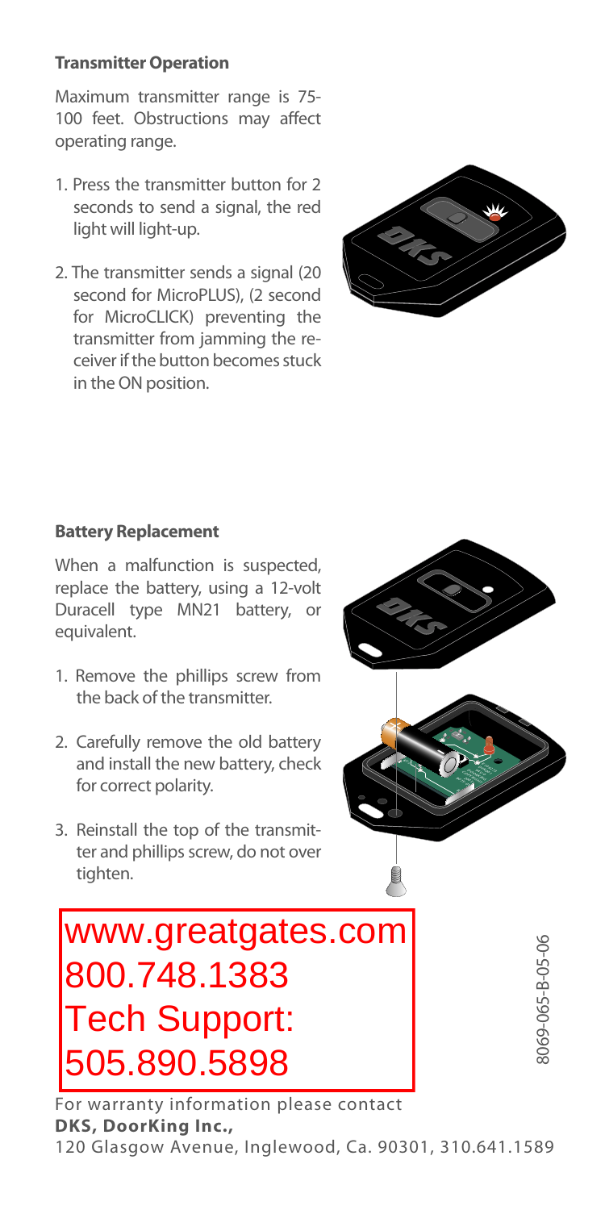## Transmitter Operation

Maximum transmitter range is 75-100 feet. Obstructions may affect operating range.

1. Press the transmitter button for 2 seconds to send a signal, the red light will light-up.
2. The transmitter sends a signal (20 second for MicroPLUS), (2 second for MicroCLICK) preventing the transmitter from jamming the receiver if the button becomes stuck in the ON position.

## Battery Replacement

When a malfunction is suspected, replace the battery, using a 12-volt Duracell type MN21 battery, or equivalent.

1. Remove the phillips screw from the back of the transmitter.
2. Carefully remove the old battery and install the new battery, check for correct polarity.
3. Reinstall the top of the transmitter and phillips screw, do not over tighten.

www.greatgates.com
800.748.1383
Tech Support:
505.890.5898

8069-065-B-05-06

For warranty information please contact
**DKS, DoorKing Inc.,**
120 Glasgow Avenue, Inglewood, Ca. 90301, 310.641.1589